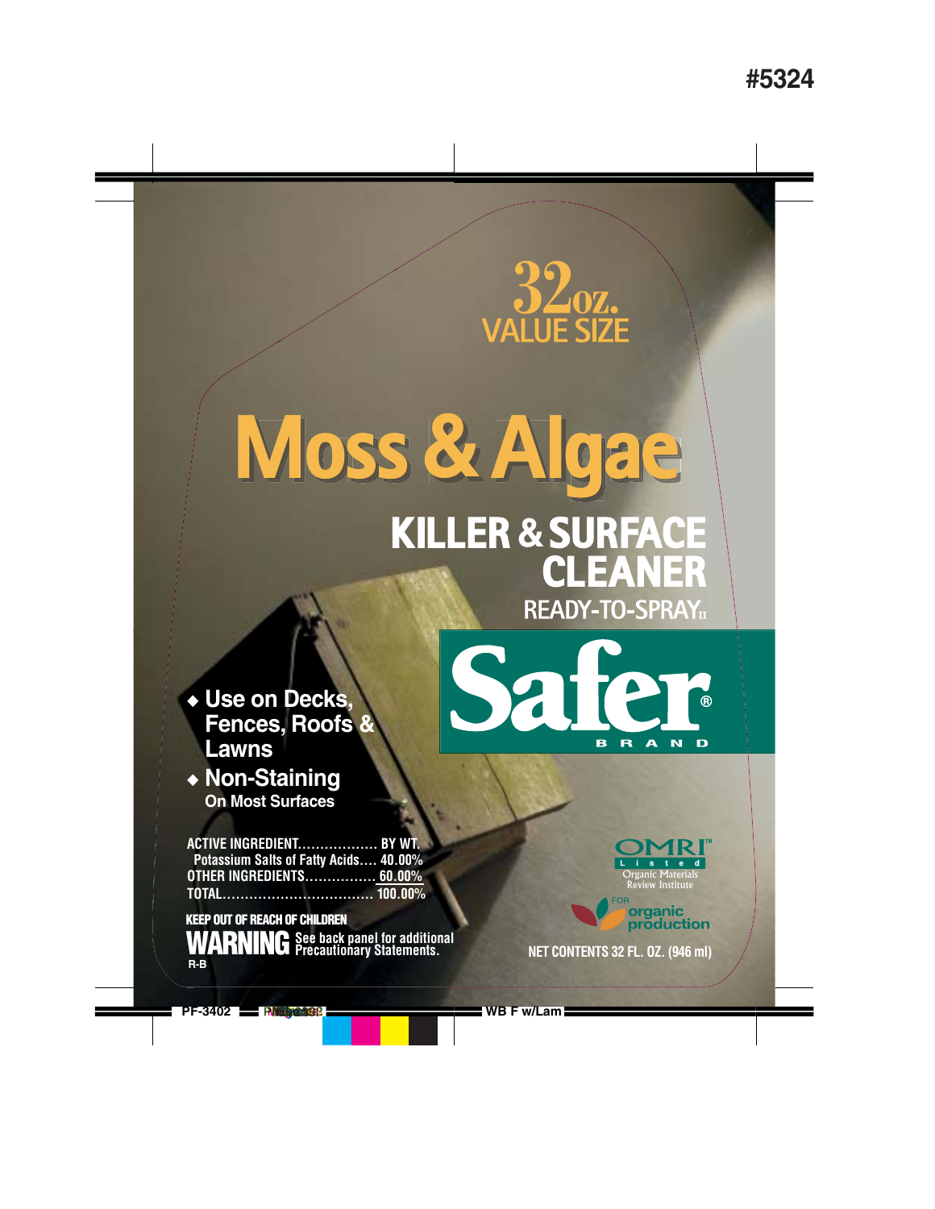#5324

32 oz.
VALUE SIZE

# Moss & Algae

## KILLER & SURFACE CLEANER

READY-TO-SPRAY II

Safer® BRAND

- **Use on Decks, Fences, Roofs & Lawns**
- **Non-Staining** On Most Surfaces

| ACTIVE INGREDIENT | BY WT. |
|---|---|
| Potassium Salts of Fatty Acids | 40.00% |
| OTHER INGREDIENTS | 60.00% |
| TOTAL | 100.00% |

**KEEP OUT OF REACH OF CHILDREN**

**WARNING** See back panel for additional Precautionary Statements.

R-B

OMRI™ Listed
Organic Materials Review Institute

FOR organic production

NET CONTENTS 32 FL. OZ. (946 ml)

PF-3402

WB F w/Lam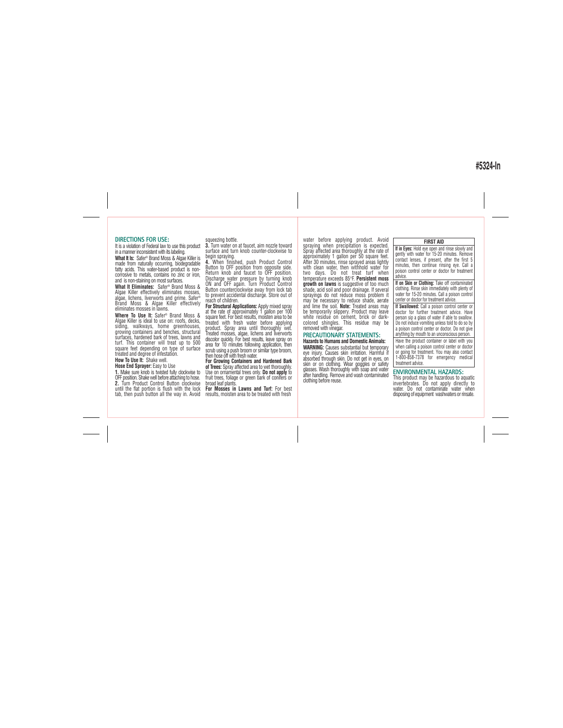#5324-In

## DIRECTIONS FOR USE:

It is a violation of Federal law to use this product in a manner inconsistent with its labeling.

**What It Is:** Safer® Brand Moss & Algae Killer is made from naturally occurring, biodegradable fatty acids. This water-based product is non-corrosive to metals, contains no zinc or iron, and is non-staining on most surfaces.

**What It Eliminates:** Safer® Brand Moss & Algae Killer effectively eliminates mosses, algae, lichens, liverworts and grime. Safer® Brand Moss & Algae Killer effectively eliminates mosses in lawns.

**Where To Use It:** Safer® Brand Moss & Algae Killer is ideal to use on: roofs, decks, siding, walkways, home greenhouses, growing containers and benches, structural surfaces, hardened bark of trees, lawns and turf. This container will treat up to 500 square feet depending on type of surface treated and degree of infestation.

**How To Use It:** Shake well.

**Hose End Sprayer:** Easy to Use

**1.** Make sure knob is twisted fully clockwise to OFF position. Shake well before attaching to hose.

**2.** Turn Product Control Button clockwise until the flat portion is flush with the lock tab, then push button all the way in. Avoid squeezing bottle.

**3.** Turn water on at faucet, aim nozzle toward surface and turn knob counter-clockwise to begin spraying.

**4.** When finished, push Product Control Button to OFF position from opposite side. Return knob and faucet to OFF position. Discharge water pressure by turning knob ON and OFF again. Turn Product Control Button counterclockwise away from lock tab to prevent accidental discharge. Store out of reach of children.

**For Structural Applications:** Apply mixed spray at the rate of approximately 1 gallon per 100 square feet. For best results, moisten area to be treated with fresh water before applying product. Spray area until thoroughly wet. Treated mosses, algae, lichens and liverworts discolor quickly. For best results, leave spray on area for 10 minutes following application, then scrub using a push broom or similar type broom, then hose off with fresh water.

**For Growing Containers and Hardened Bark of Trees:** Spray affected area to wet thoroughly. Use on ornamental trees only. **Do not apply** to fruit trees, foliage or green bark of conifers or broad leaf plants.

**For Mosses in Lawns and Turf:** For best results, moisten area to be treated with fresh water before applying product. Avoid spraying when precipitation is expected. Spray affected area thoroughly at the rate of approximately 1 gallon per 50 square feet. After 30 minutes, rinse sprayed areas lightly with clean water, then withhold water for two days. Do not treat turf when temperature exceeds 85°F. **Persistent moss growth on lawns** is suggestive of too much shade, acid soil and poor drainage. If several sprayings do not reduce moss problem it may be necessary to reduce shade, aerate and lime the soil. **Note:** Treated areas may be temporarily slippery. Product may leave white residue on cement, brick or dark-colored shingles. This residue may be removed with vinegar.

## PRECAUTIONARY STATEMENTS:

**Hazards to Humans and Domestic Animals:**

**WARNING:** Causes substantial but temporary eye injury. Causes skin irritation. Harmful if absorbed through skin. Do not get in eyes, on skin or on clothing. Wear goggles or safety glasses. Wash thoroughly with soap and water after handling. Remove and wash contaminated clothing before reuse.

| FIRST AID |
| --- |
| **If in Eyes:** Hold eye open and rinse slowly and gently with water for 15-20 minutes. Remove contact lenses, if present, after the first 5 minutes, then continue rinsing eye. Call a poison control center or doctor for treatment advice. |
| **If on Skin or Clothing:** Take off contaminated clothing. Rinse skin immediately with plenty of water for 15-20 minutes. Call a poison control center or doctor for treatment advice. |
| **If Swallowed:** Call a poison control center or doctor for further treatment advice. Have person sip a glass of water if able to swallow. Do not induce vomiting unless told to do so by a poison control center or doctor. Do not give anything by mouth to an unconscious person. |
| Have the product container or label with you when calling a poison control center or doctor or going for treatment. You may also contact 1-800-858-7378 for emergency medical treatment advice. |

## ENVIRONMENTAL HAZARDS:

This product may be hazardous to aquatic invertebrates. Do not apply directly to water. Do not contaminate water when disposing of equipment washwaters or rinsate.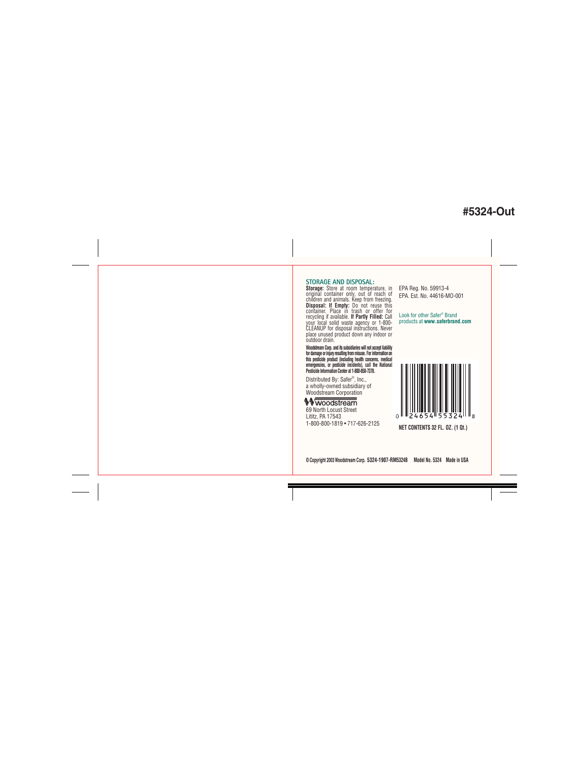#5324-Out

## STORAGE AND DISPOSAL:

**Storage:** Store at room temperature, in original container only, out of reach of children and animals. Keep from freezing. **Disposal: If Empty:** Do not reuse this container. Place in trash or offer for recycling if available. **If Partly Filled:** Call your local solid waste agency or 1-800-CLEANUP for disposal instructions. Never place unused product down any indoor or outdoor drain.

**Woodstream Corp. and its subsidiaries will not accept liability for damage or injury resulting from misuse. For information on this pesticide product (including health concerns, medical emergencies, or pesticide incidents), call the National Pesticide Information Center at 1-800-858-7378.**

Distributed By: Safer®, Inc.,
a wholly-owned subsidiary of
Woodstream Corporation

woodstream
69 North Locust Street
Lititz, PA 17543
1-800-800-1819 • 717-626-2125

EPA Reg. No. 59913-4
EPA. Est. No. 44616-MO-001

Look for other Safer® Brand products at **www.saferbrand.com**

0 24654 55324 8

**NET CONTENTS 32 FL. OZ. (1 Qt.)**

**© Copyright 2003 Woodstream Corp. 5324-1907-RM5324B Model No. 5324 Made in USA**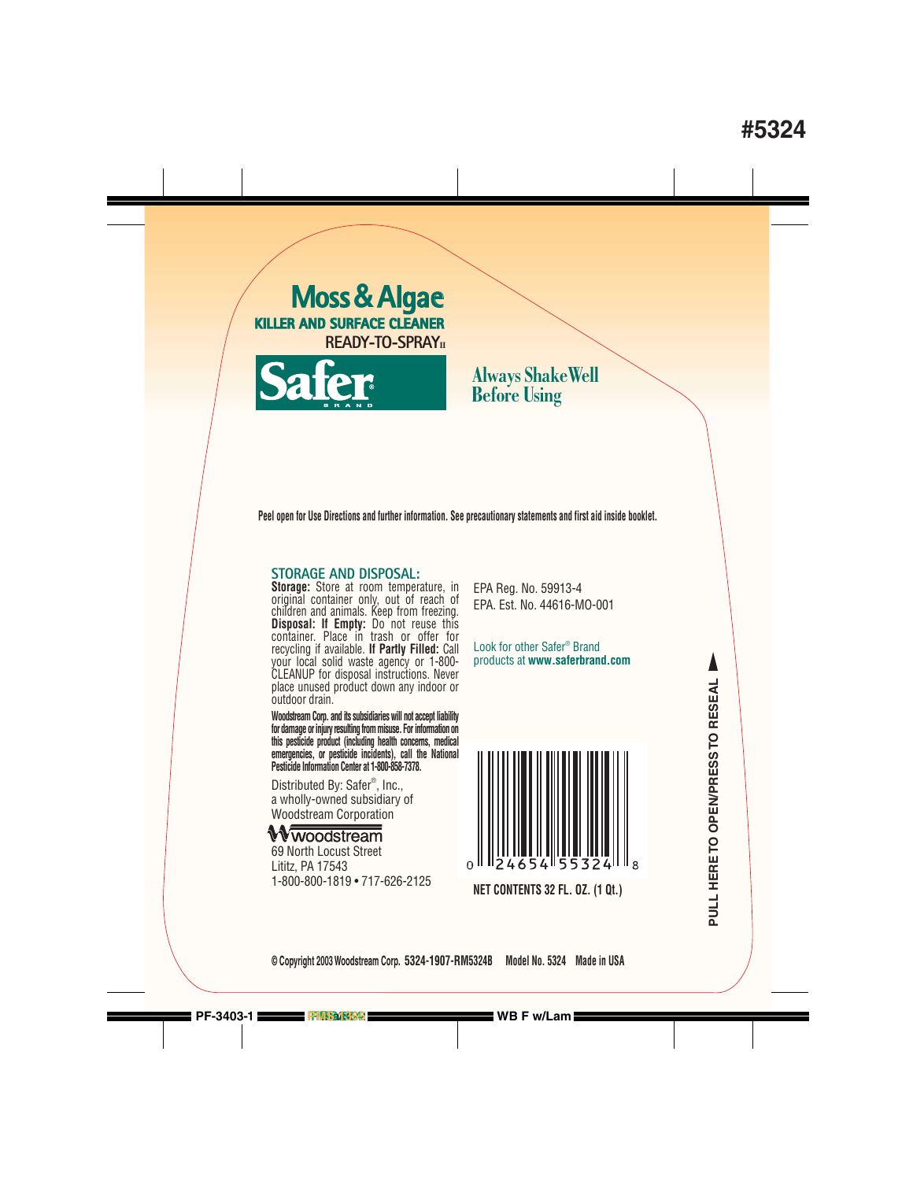#5324

# Moss & Algae

**KILLER AND SURFACE CLEANER**

**READY-TO-SPRAY**

Safer® BRAND

**Always Shake Well Before Using**

**Peel open for Use Directions and further information. See precautionary statements and first aid inside booklet.**

## STORAGE AND DISPOSAL:

**Storage:** Store at room temperature, in original container only, out of reach of children and animals. Keep from freezing. **Disposal: If Empty:** Do not reuse this container. Place in trash or offer for recycling if available. **If Partly Filled:** Call your local solid waste agency or 1-800-CLEANUP for disposal instructions. Never place unused product down any indoor or outdoor drain.

**Woodstream Corp. and its subsidiaries will not accept liability for damage or injury resulting from misuse. For information on this pesticide product (including health concerns, medical emergencies, or pesticide incidents), call the National Pesticide Information Center at 1-800-858-7378.**

Distributed By: Safer®, Inc.,
a wholly-owned subsidiary of
Woodstream Corporation

woodstream
69 North Locust Street
Lititz, PA 17543
1-800-800-1819 • 717-626-2125

EPA Reg. No. 59913-4
EPA. Est. No. 44616-MO-001

Look for other Safer® Brand products at **www.saferbrand.com**

0 24654 55324 8

**NET CONTENTS 32 FL. OZ. (1 Qt.)**

**PULL HERE TO OPEN/PRESS TO RESEAL**

**© Copyright 2003 Woodstream Corp. 5324-1907-RM5324B Model No. 5324 Made in USA**

PF-3403-1 WB F w/Lam